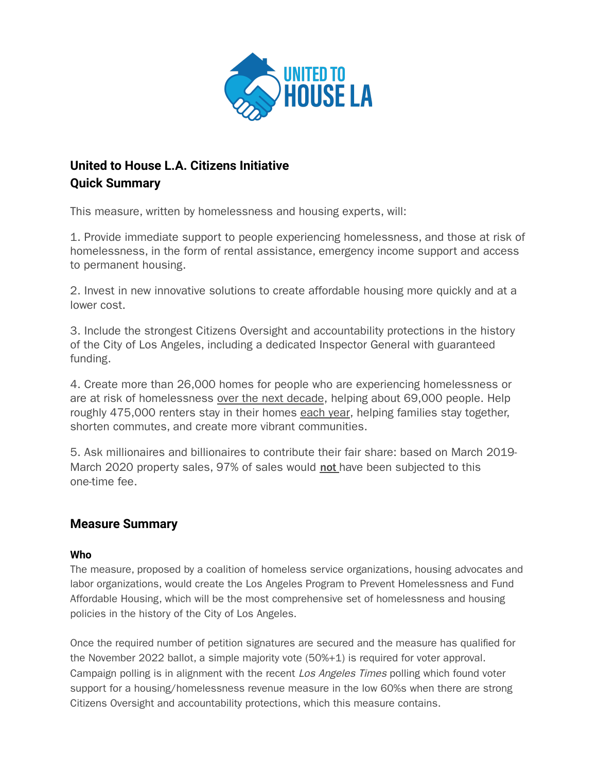UNITED TO HOUSE LA

**United to House L.A. Citizens Initiative**
**Quick Summary**

This measure, written by homelessness and housing experts, will:

1. Provide immediate support to people experiencing homelessness, and those at risk of homelessness, in the form of rental assistance, emergency income support and access to permanent housing.

2. Invest in new innovative solutions to create affordable housing more quickly and at a lower cost.

3. Include the strongest Citizens Oversight and accountability protections in the history of the City of Los Angeles, including a dedicated Inspector General with guaranteed funding.

4. Create more than 26,000 homes for people who are experiencing homelessness or are at risk of homelessness over the next decade, helping about 69,000 people. Help roughly 475,000 renters stay in their homes each year, helping families stay together, shorten commutes, and create more vibrant communities.

5. Ask millionaires and billionaires to contribute their fair share: based on March 2019-March 2020 property sales, 97% of sales would **not** have been subjected to this one-time fee.

## Measure Summary

### Who

The measure, proposed by a coalition of homeless service organizations, housing advocates and labor organizations, would create the Los Angeles Program to Prevent Homelessness and Fund Affordable Housing, which will be the most comprehensive set of homelessness and housing policies in the history of the City of Los Angeles.

Once the required number of petition signatures are secured and the measure has qualified for the November 2022 ballot, a simple majority vote (50%+1) is required for voter approval. Campaign polling is in alignment with the recent *Los Angeles Times* polling which found voter support for a housing/homelessness revenue measure in the low 60%s when there are strong Citizens Oversight and accountability protections, which this measure contains.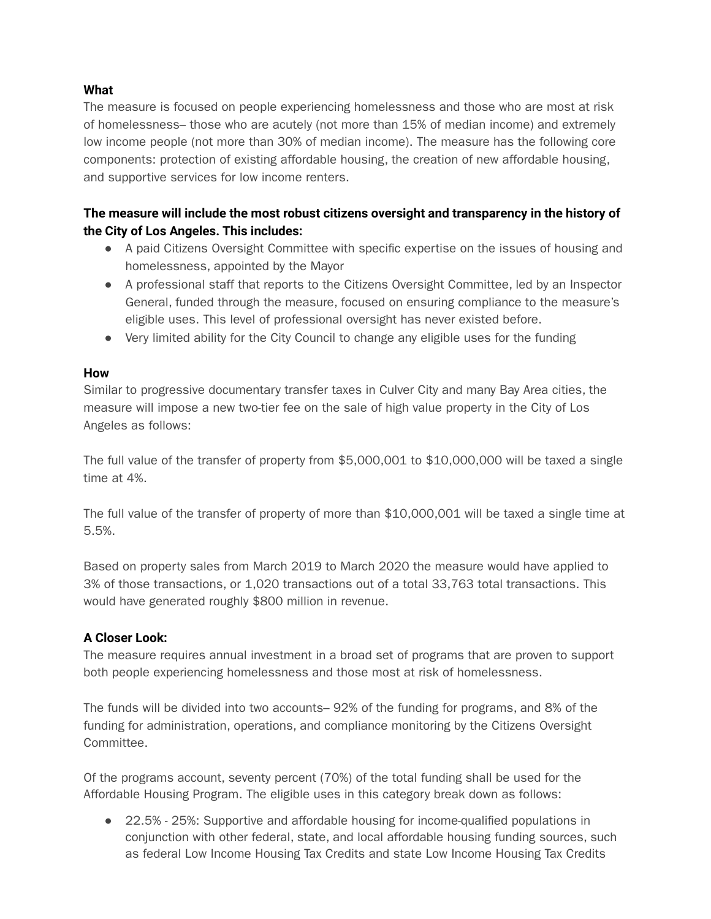**What**

The measure is focused on people experiencing homelessness and those who are most at risk of homelessness– those who are acutely (not more than 15% of median income) and extremely low income people (not more than 30% of median income). The measure has the following core components: protection of existing affordable housing, the creation of new affordable housing, and supportive services for low income renters.

**The measure will include the most robust citizens oversight and transparency in the history of the City of Los Angeles. This includes:**

- A paid Citizens Oversight Committee with specific expertise on the issues of housing and homelessness, appointed by the Mayor
- A professional staff that reports to the Citizens Oversight Committee, led by an Inspector General, funded through the measure, focused on ensuring compliance to the measure's eligible uses. This level of professional oversight has never existed before.
- Very limited ability for the City Council to change any eligible uses for the funding

**How**

Similar to progressive documentary transfer taxes in Culver City and many Bay Area cities, the measure will impose a new two-tier fee on the sale of high value property in the City of Los Angeles as follows:

The full value of the transfer of property from $5,000,001 to $10,000,000 will be taxed a single time at 4%.

The full value of the transfer of property of more than $10,000,001 will be taxed a single time at 5.5%.

Based on property sales from March 2019 to March 2020 the measure would have applied to 3% of those transactions, or 1,020 transactions out of a total 33,763 total transactions. This would have generated roughly $800 million in revenue.

**A Closer Look:**

The measure requires annual investment in a broad set of programs that are proven to support both people experiencing homelessness and those most at risk of homelessness.

The funds will be divided into two accounts– 92% of the funding for programs, and 8% of the funding for administration, operations, and compliance monitoring by the Citizens Oversight Committee.

Of the programs account, seventy percent (70%) of the total funding shall be used for the Affordable Housing Program. The eligible uses in this category break down as follows:

- 22.5% - 25%: Supportive and affordable housing for income-qualified populations in conjunction with other federal, state, and local affordable housing funding sources, such as federal Low Income Housing Tax Credits and state Low Income Housing Tax Credits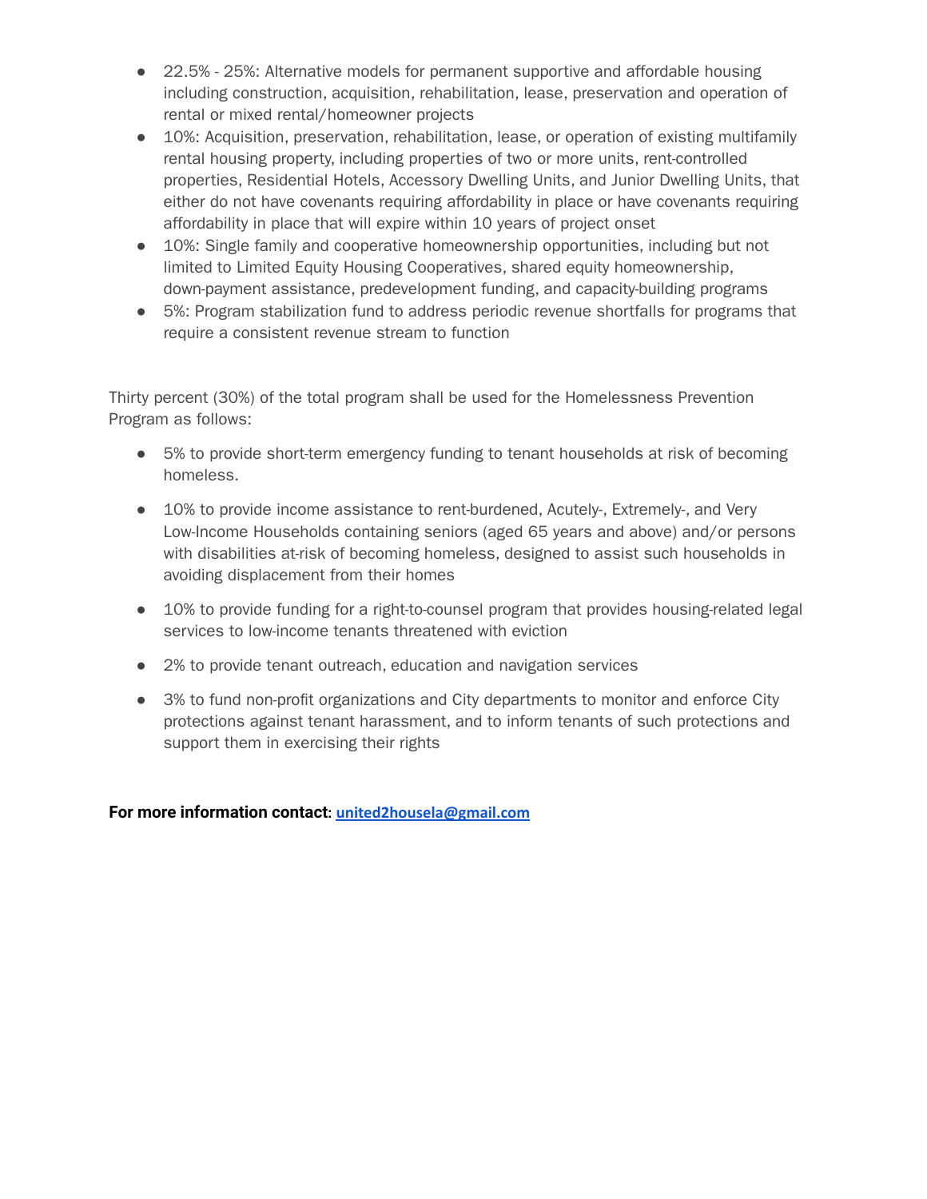- 22.5% - 25%: Alternative models for permanent supportive and affordable housing including construction, acquisition, rehabilitation, lease, preservation and operation of rental or mixed rental/homeowner projects
- 10%: Acquisition, preservation, rehabilitation, lease, or operation of existing multifamily rental housing property, including properties of two or more units, rent-controlled properties, Residential Hotels, Accessory Dwelling Units, and Junior Dwelling Units, that either do not have covenants requiring affordability in place or have covenants requiring affordability in place that will expire within 10 years of project onset
- 10%: Single family and cooperative homeownership opportunities, including but not limited to Limited Equity Housing Cooperatives, shared equity homeownership, down-payment assistance, predevelopment funding, and capacity-building programs
- 5%: Program stabilization fund to address periodic revenue shortfalls for programs that require a consistent revenue stream to function

Thirty percent (30%) of the total program shall be used for the Homelessness Prevention Program as follows:

- 5% to provide short-term emergency funding to tenant households at risk of becoming homeless.
- 10% to provide income assistance to rent-burdened, Acutely-, Extremely-, and Very Low-Income Households containing seniors (aged 65 years and above) and/or persons with disabilities at-risk of becoming homeless, designed to assist such households in avoiding displacement from their homes
- 10% to provide funding for a right-to-counsel program that provides housing-related legal services to low-income tenants threatened with eviction
- 2% to provide tenant outreach, education and navigation services
- 3% to fund non-profit organizations and City departments to monitor and enforce City protections against tenant harassment, and to inform tenants of such protections and support them in exercising their rights

**For more information contact:** **[united2housela@gmail.com](mailto:united2housela@gmail.com)**